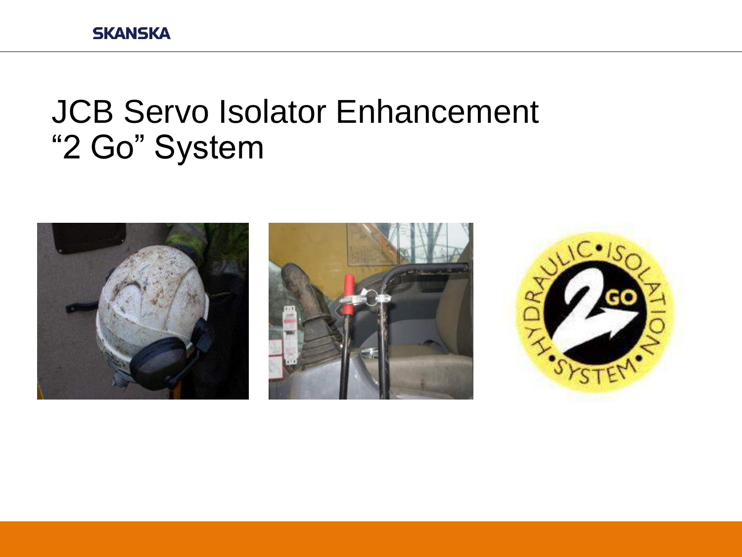# JCB Servo Isolator Enhancement "2 Go" System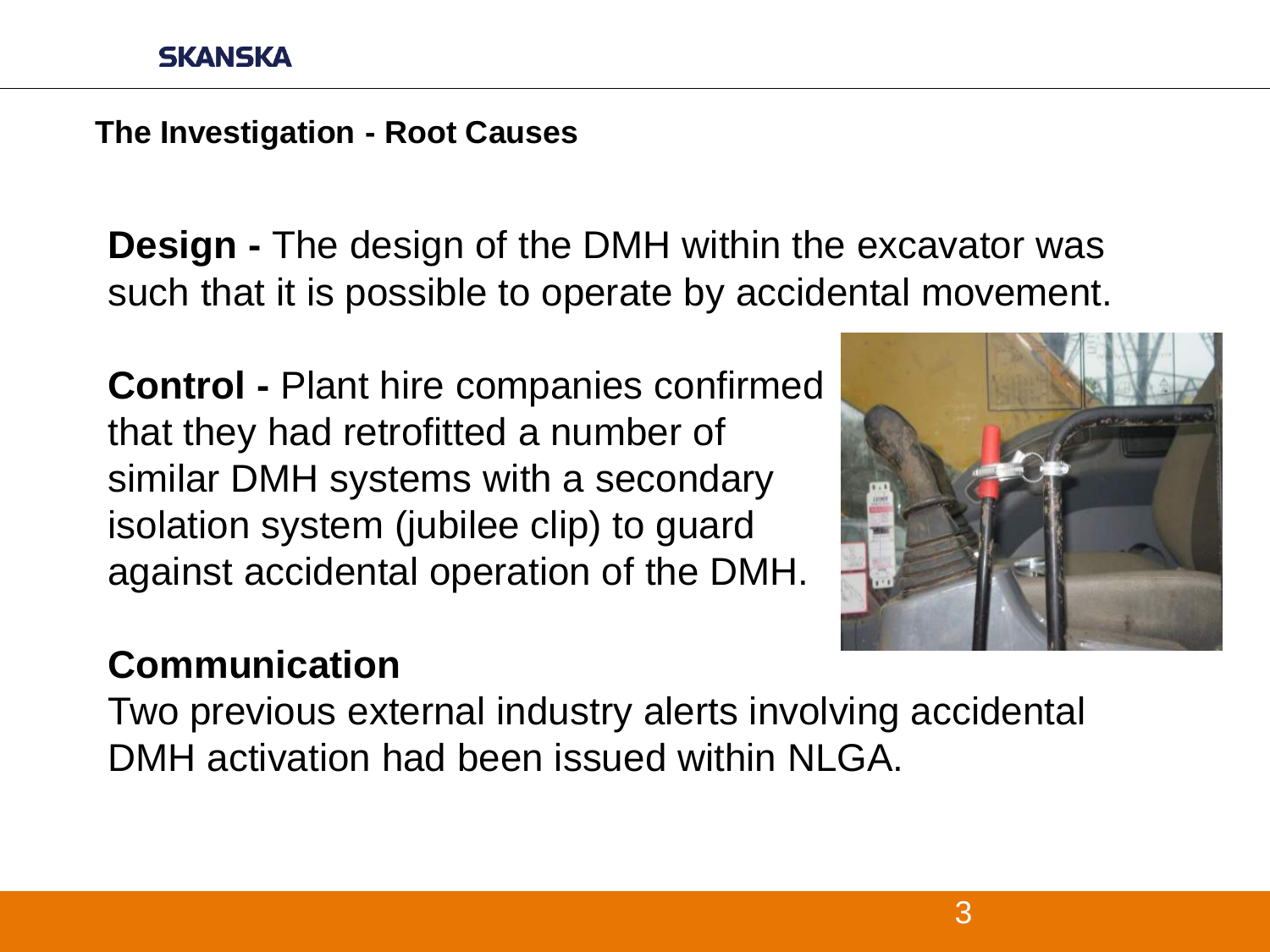## The Investigation - Root Causes

**Design -** The design of the DMH within the excavator was such that it is possible to operate by accidental movement.

**Control -** Plant hire companies confirmed that they had retrofitted a number of similar DMH systems with a secondary isolation system (jubilee clip) to guard against accidental operation of the DMH.

**Communication**

Two previous external industry alerts involving accidental DMH activation had been issued within NLGA.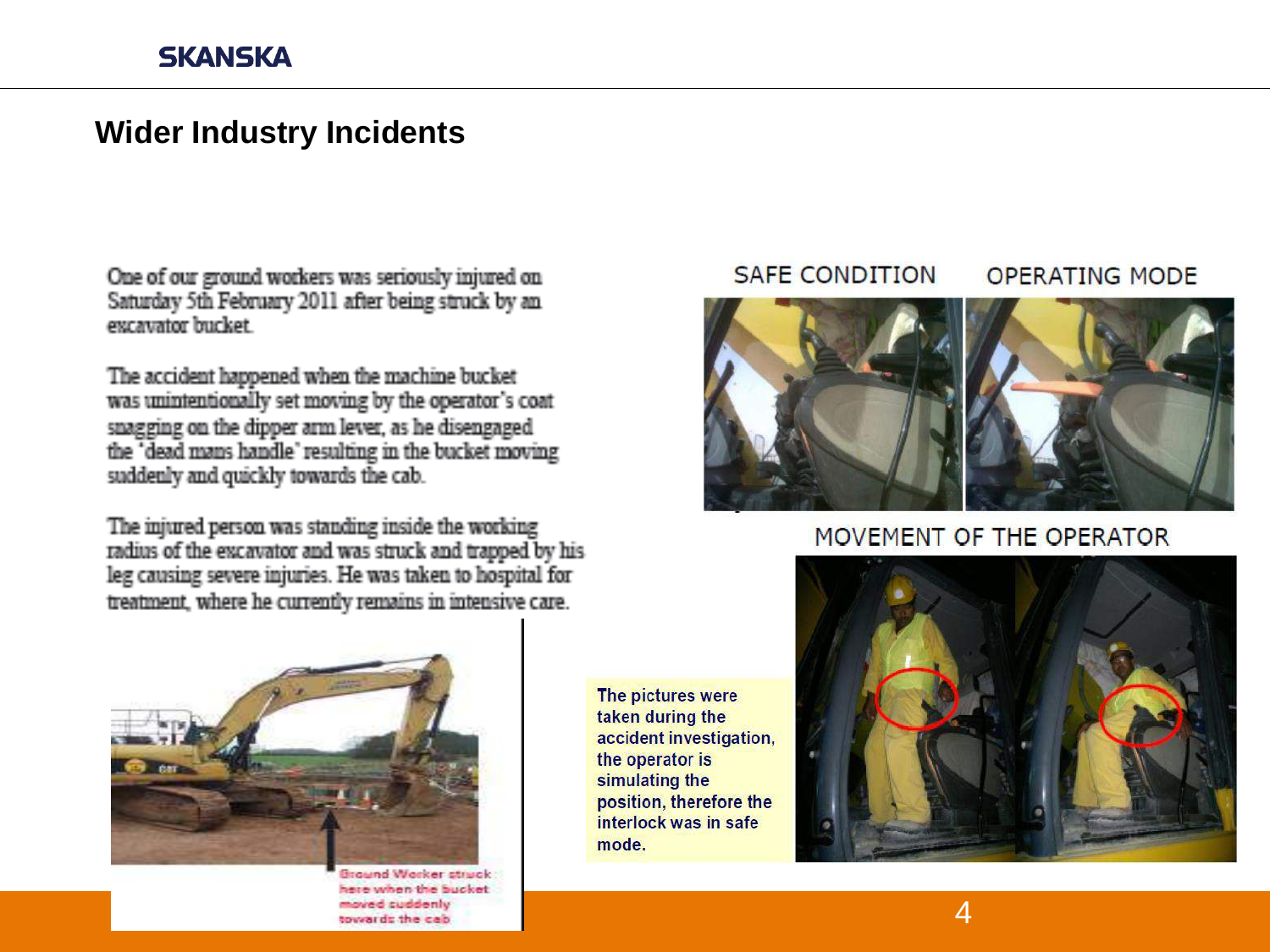## Wider Industry Incidents

One of our ground workers was seriously injured on Saturday 5th February 2011 after being struck by an excavator bucket.

The accident happened when the machine bucket was unintentionally set moving by the operator's coat snagging on the dipper arm lever, as he disengaged the 'dead mans handle' resulting in the bucket moving suddenly and quickly towards the cab.

The injured person was standing inside the working radius of the excavator and was struck and trapped by his leg causing severe injuries. He was taken to hospital for treatment, where he currently remains in intensive care.

Ground Worker struck here when the bucket moved suddenly towards the cab

SAFE CONDITION

OPERATING MODE

MOVEMENT OF THE OPERATOR

The pictures were taken during the accident investigation, the operator is simulating the position, therefore the interlock was in safe mode.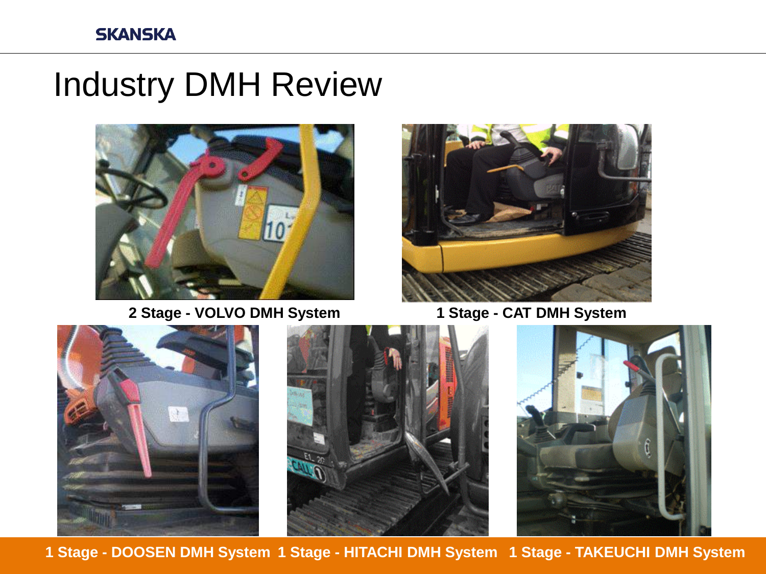# Industry DMH Review

2 Stage - VOLVO DMH System

1 Stage - CAT DMH System

1 Stage - DOOSEN DMH System

1 Stage - HITACHI DMH System

1 Stage - TAKEUCHI DMH System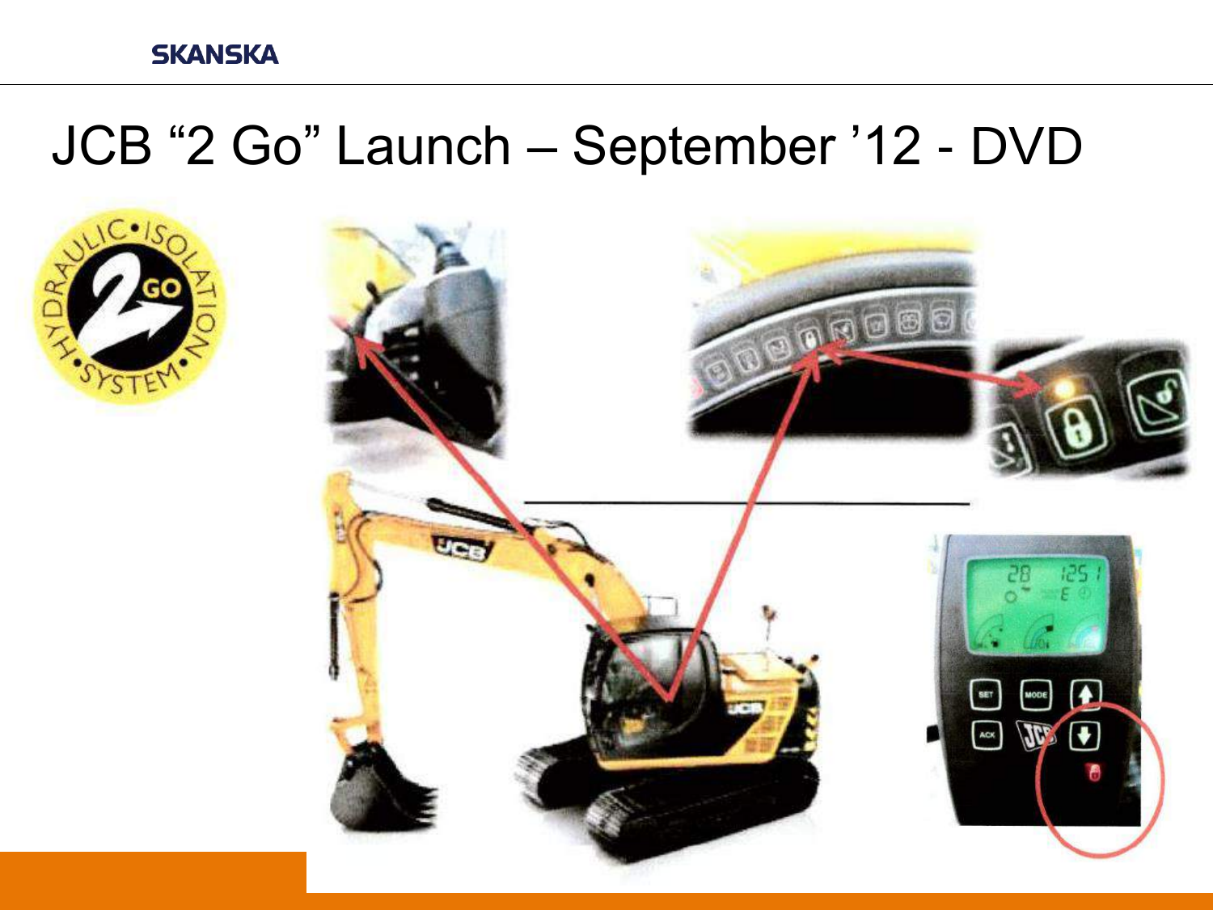# JCB "2 Go" Launch – September '12 - DVD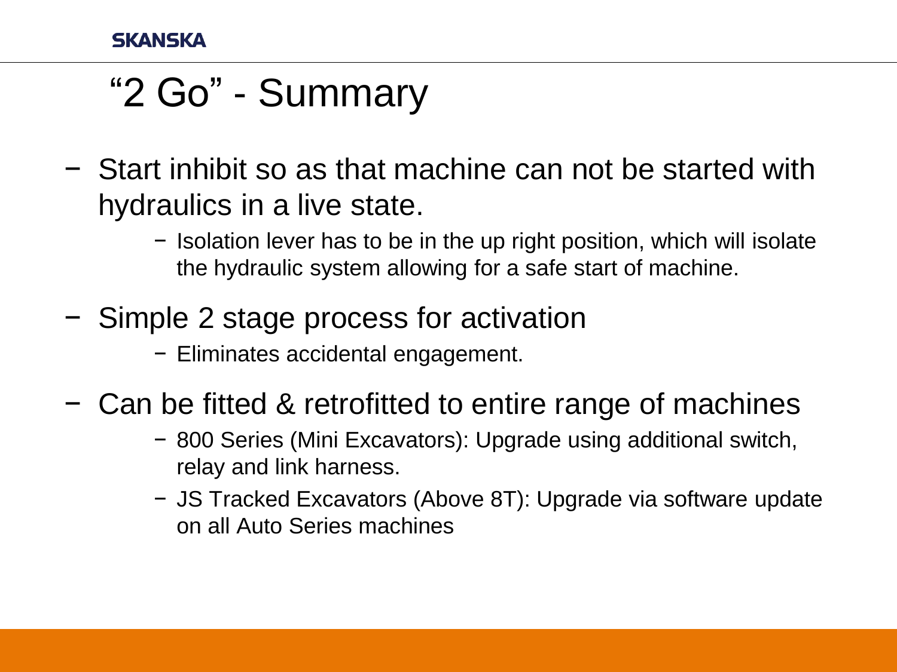# "2 Go" - Summary

- Start inhibit so as that machine can not be started with hydraulics in a live state.
  - Isolation lever has to be in the up right position, which will isolate the hydraulic system allowing for a safe start of machine.
- Simple 2 stage process for activation
  - Eliminates accidental engagement.
- Can be fitted & retrofitted to entire range of machines
  - 800 Series (Mini Excavators): Upgrade using additional switch, relay and link harness.
  - JS Tracked Excavators (Above 8T): Upgrade via software update on all Auto Series machines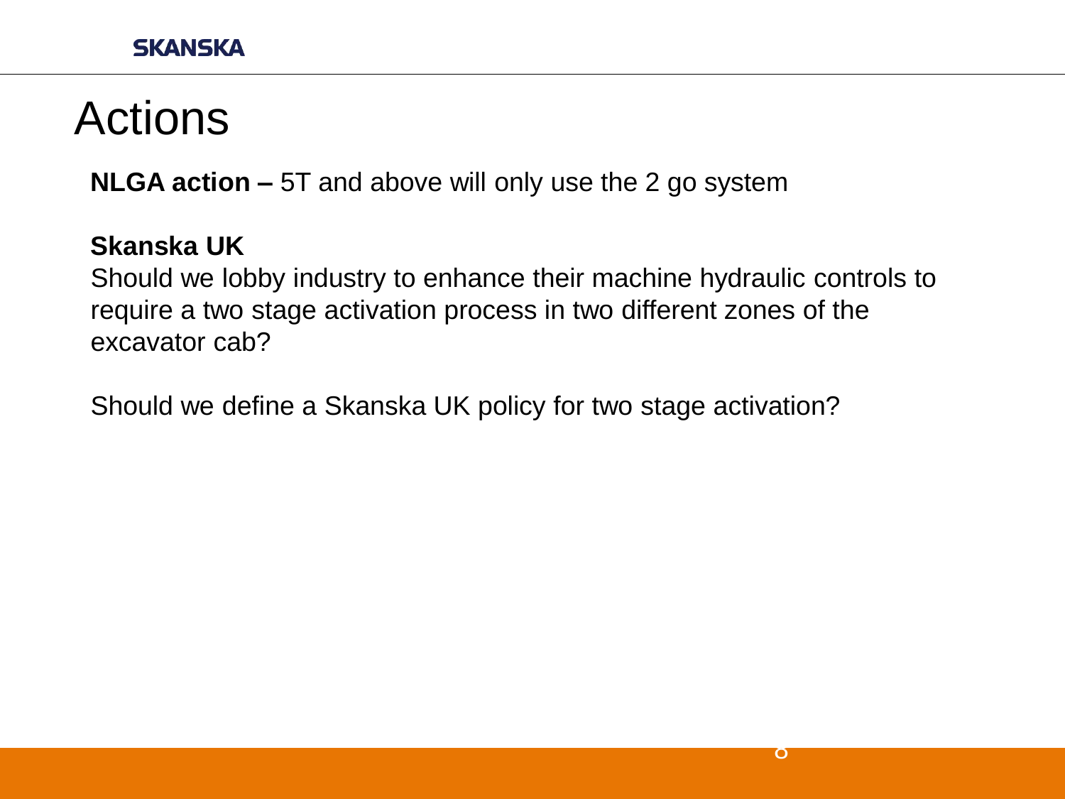# Actions

**NLGA action –** 5T and above will only use the 2 go system

**Skanska UK**

Should we lobby industry to enhance their machine hydraulic controls to require a two stage activation process in two different zones of the excavator cab?

Should we define a Skanska UK policy for two stage activation?